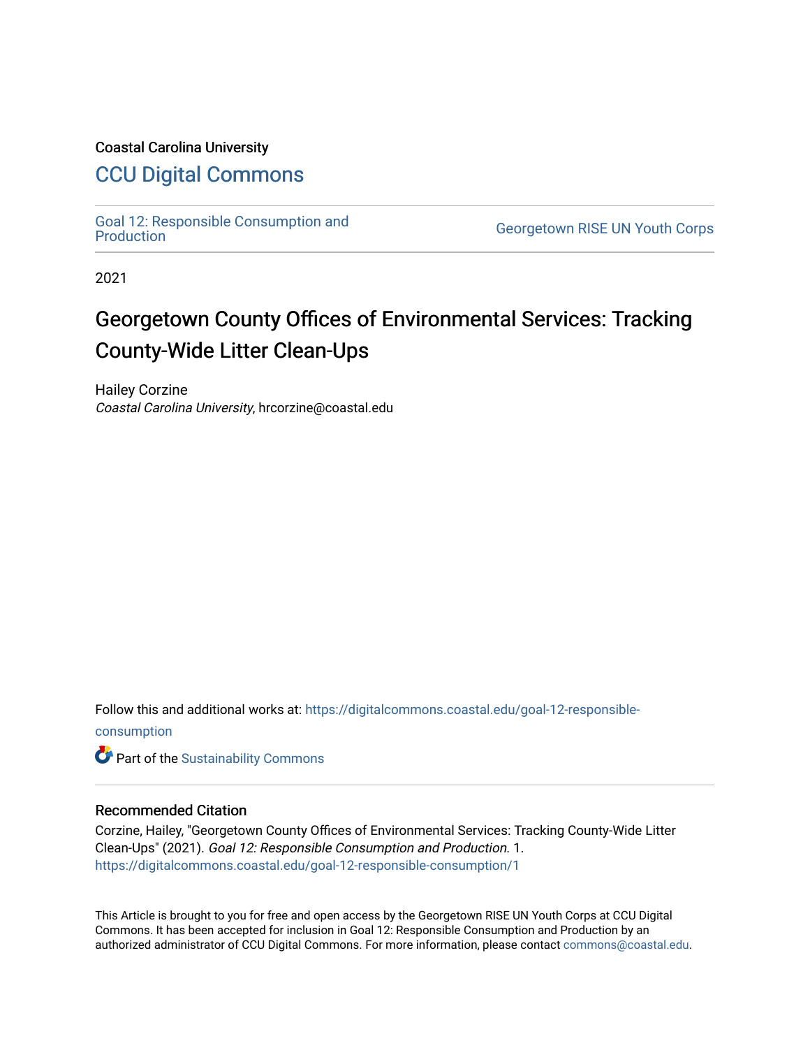Coastal Carolina University

# CCU Digital Commons

Goal 12: Responsible Consumption and Production

Georgetown RISE UN Youth Corps

2021

# Georgetown County Offices of Environmental Services: Tracking County-Wide Litter Clean-Ups

Hailey Corzine
*Coastal Carolina University*, hrcorzine@coastal.edu

Follow this and additional works at: https://digitalcommons.coastal.edu/goal-12-responsible-consumption

Part of the Sustainability Commons

## Recommended Citation

Corzine, Hailey, "Georgetown County Offices of Environmental Services: Tracking County-Wide Litter Clean-Ups" (2021). *Goal 12: Responsible Consumption and Production.* 1.
https://digitalcommons.coastal.edu/goal-12-responsible-consumption/1

This Article is brought to you for free and open access by the Georgetown RISE UN Youth Corps at CCU Digital Commons. It has been accepted for inclusion in Goal 12: Responsible Consumption and Production by an authorized administrator of CCU Digital Commons. For more information, please contact commons@coastal.edu.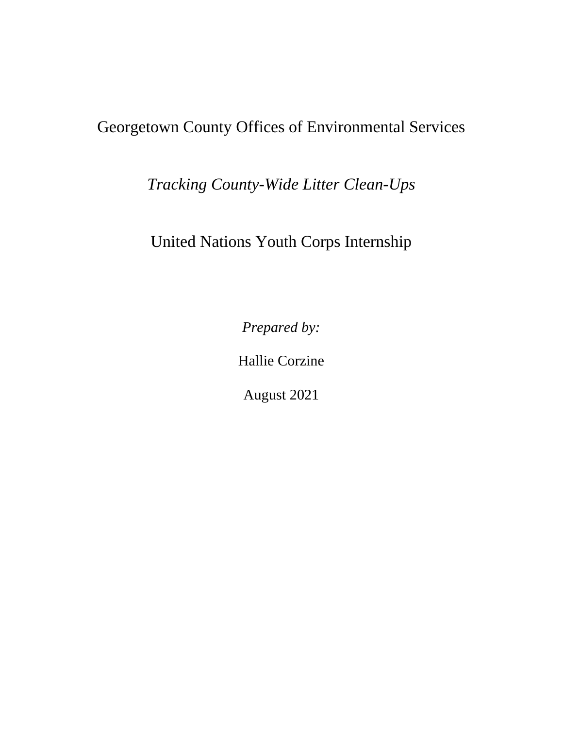Georgetown County Offices of Environmental Services

*Tracking County-Wide Litter Clean-Ups*

United Nations Youth Corps Internship

*Prepared by:*

Hallie Corzine

August 2021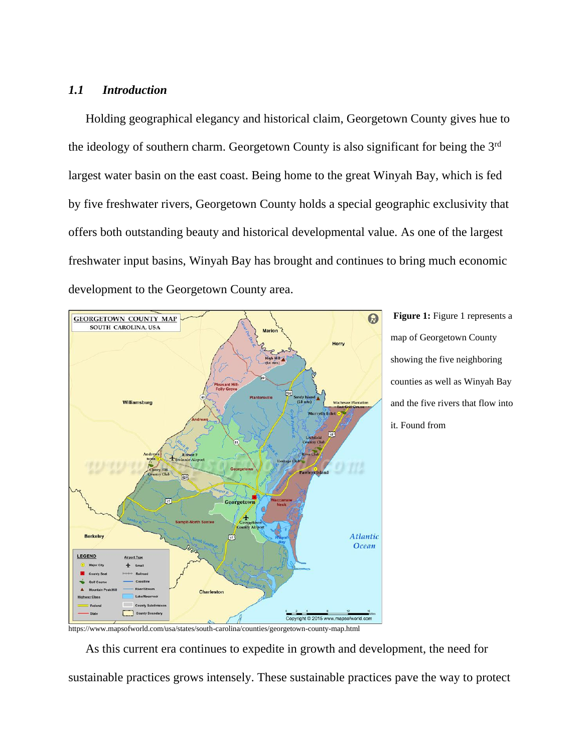### *1.1 Introduction*

Holding geographical elegancy and historical claim, Georgetown County gives hue to the ideology of southern charm. Georgetown County is also significant for being the 3rd largest water basin on the east coast. Being home to the great Winyah Bay, which is fed by five freshwater rivers, Georgetown County holds a special geographic exclusivity that offers both outstanding beauty and historical developmental value. As one of the largest freshwater input basins, Winyah Bay has brought and continues to bring much economic development to the Georgetown County area.

**Figure 1:** Figure 1 represents a map of Georgetown County showing the five neighboring counties as well as Winyah Bay and the five rivers that flow into it. Found from https://www.mapsofworld.com/usa/states/south-carolina/counties/georgetown-county-map.html

As this current era continues to expedite in growth and development, the need for sustainable practices grows intensely. These sustainable practices pave the way to protect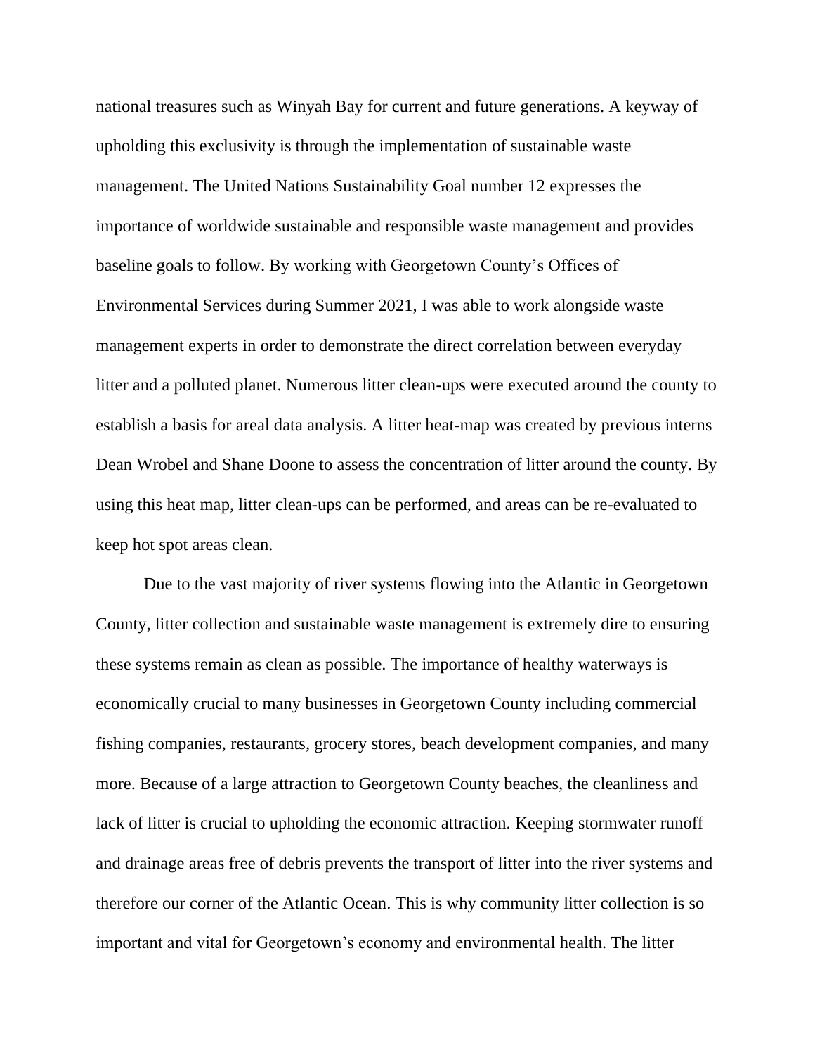national treasures such as Winyah Bay for current and future generations. A keyway of upholding this exclusivity is through the implementation of sustainable waste management. The United Nations Sustainability Goal number 12 expresses the importance of worldwide sustainable and responsible waste management and provides baseline goals to follow. By working with Georgetown County's Offices of Environmental Services during Summer 2021, I was able to work alongside waste management experts in order to demonstrate the direct correlation between everyday litter and a polluted planet. Numerous litter clean-ups were executed around the county to establish a basis for areal data analysis. A litter heat-map was created by previous interns Dean Wrobel and Shane Doone to assess the concentration of litter around the county. By using this heat map, litter clean-ups can be performed, and areas can be re-evaluated to keep hot spot areas clean.

Due to the vast majority of river systems flowing into the Atlantic in Georgetown County, litter collection and sustainable waste management is extremely dire to ensuring these systems remain as clean as possible. The importance of healthy waterways is economically crucial to many businesses in Georgetown County including commercial fishing companies, restaurants, grocery stores, beach development companies, and many more. Because of a large attraction to Georgetown County beaches, the cleanliness and lack of litter is crucial to upholding the economic attraction. Keeping stormwater runoff and drainage areas free of debris prevents the transport of litter into the river systems and therefore our corner of the Atlantic Ocean. This is why community litter collection is so important and vital for Georgetown's economy and environmental health. The litter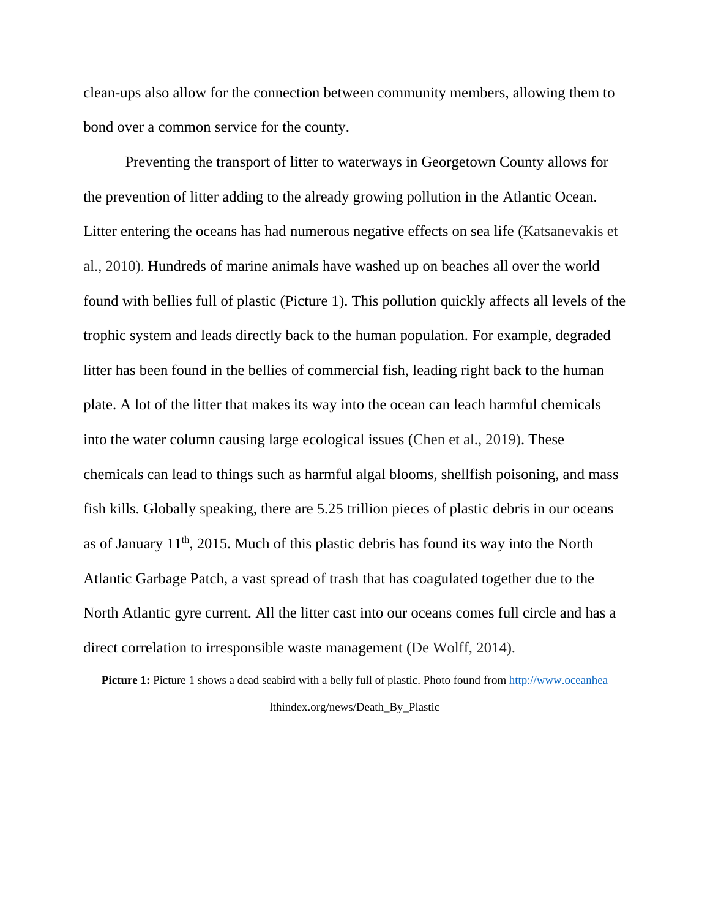clean-ups also allow for the connection between community members, allowing them to bond over a common service for the county.

Preventing the transport of litter to waterways in Georgetown County allows for the prevention of litter adding to the already growing pollution in the Atlantic Ocean. Litter entering the oceans has had numerous negative effects on sea life (Katsanevakis et al., 2010). Hundreds of marine animals have washed up on beaches all over the world found with bellies full of plastic (Picture 1). This pollution quickly affects all levels of the trophic system and leads directly back to the human population. For example, degraded litter has been found in the bellies of commercial fish, leading right back to the human plate. A lot of the litter that makes its way into the ocean can leach harmful chemicals into the water column causing large ecological issues (Chen et al., 2019). These chemicals can lead to things such as harmful algal blooms, shellfish poisoning, and mass fish kills. Globally speaking, there are 5.25 trillion pieces of plastic debris in our oceans as of January 11th, 2015. Much of this plastic debris has found its way into the North Atlantic Garbage Patch, a vast spread of trash that has coagulated together due to the North Atlantic gyre current. All the litter cast into our oceans comes full circle and has a direct correlation to irresponsible waste management (De Wolff, 2014).

**Picture 1:** Picture 1 shows a dead seabird with a belly full of plastic. Photo found from http://www.oceanhealthindex.org/news/Death_By_Plastic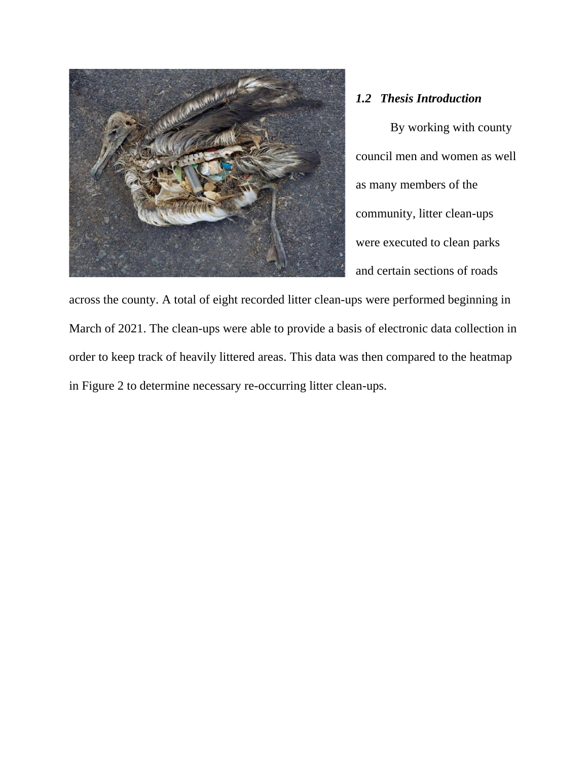### *1.2 Thesis Introduction*

By working with county council men and women as well as many members of the community, litter clean-ups were executed to clean parks and certain sections of roads across the county. A total of eight recorded litter clean-ups were performed beginning in March of 2021. The clean-ups were able to provide a basis of electronic data collection in order to keep track of heavily littered areas. This data was then compared to the heatmap in Figure 2 to determine necessary re-occurring litter clean-ups.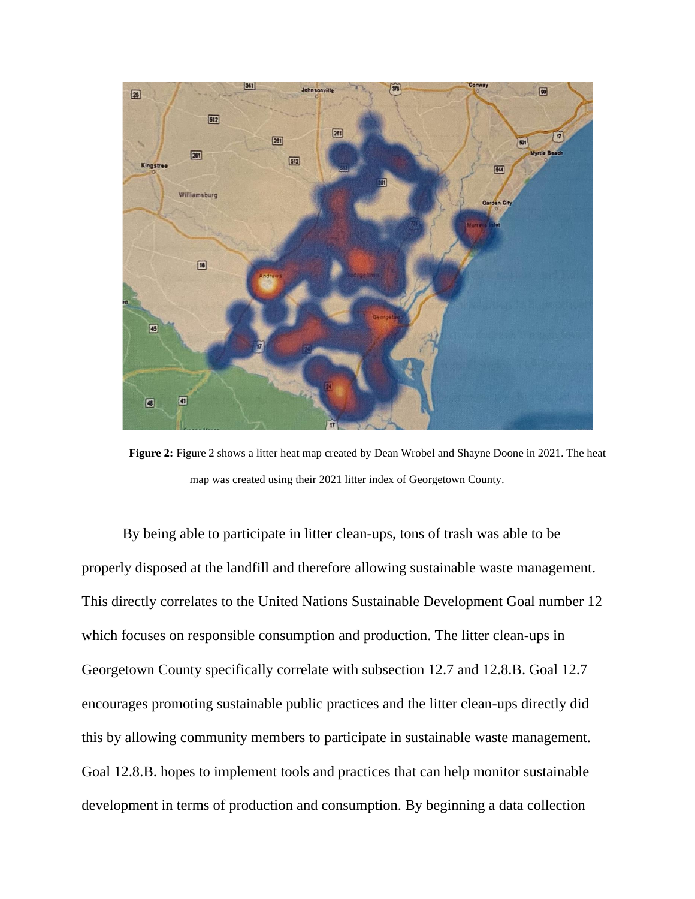**Figure 2:** Figure 2 shows a litter heat map created by Dean Wrobel and Shayne Doone in 2021. The heat map was created using their 2021 litter index of Georgetown County.

By being able to participate in litter clean-ups, tons of trash was able to be properly disposed at the landfill and therefore allowing sustainable waste management. This directly correlates to the United Nations Sustainable Development Goal number 12 which focuses on responsible consumption and production. The litter clean-ups in Georgetown County specifically correlate with subsection 12.7 and 12.8.B. Goal 12.7 encourages promoting sustainable public practices and the litter clean-ups directly did this by allowing community members to participate in sustainable waste management. Goal 12.8.B. hopes to implement tools and practices that can help monitor sustainable development in terms of production and consumption. By beginning a data collection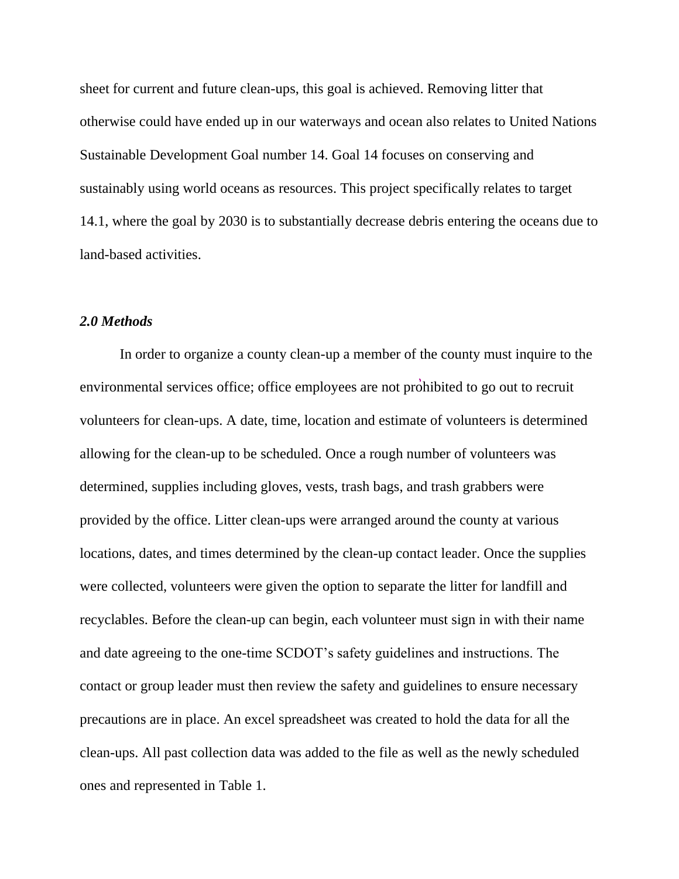sheet for current and future clean-ups, this goal is achieved. Removing litter that otherwise could have ended up in our waterways and ocean also relates to United Nations Sustainable Development Goal number 14. Goal 14 focuses on conserving and sustainably using world oceans as resources. This project specifically relates to target 14.1, where the goal by 2030 is to substantially decrease debris entering the oceans due to land-based activities.

### *2.0 Methods*

In order to organize a county clean-up a member of the county must inquire to the environmental services office; office employees are not prohibited to go out to recruit volunteers for clean-ups. A date, time, location and estimate of volunteers is determined allowing for the clean-up to be scheduled. Once a rough number of volunteers was determined, supplies including gloves, vests, trash bags, and trash grabbers were provided by the office. Litter clean-ups were arranged around the county at various locations, dates, and times determined by the clean-up contact leader. Once the supplies were collected, volunteers were given the option to separate the litter for landfill and recyclables. Before the clean-up can begin, each volunteer must sign in with their name and date agreeing to the one-time SCDOT's safety guidelines and instructions. The contact or group leader must then review the safety and guidelines to ensure necessary precautions are in place. An excel spreadsheet was created to hold the data for all the clean-ups. All past collection data was added to the file as well as the newly scheduled ones and represented in Table 1.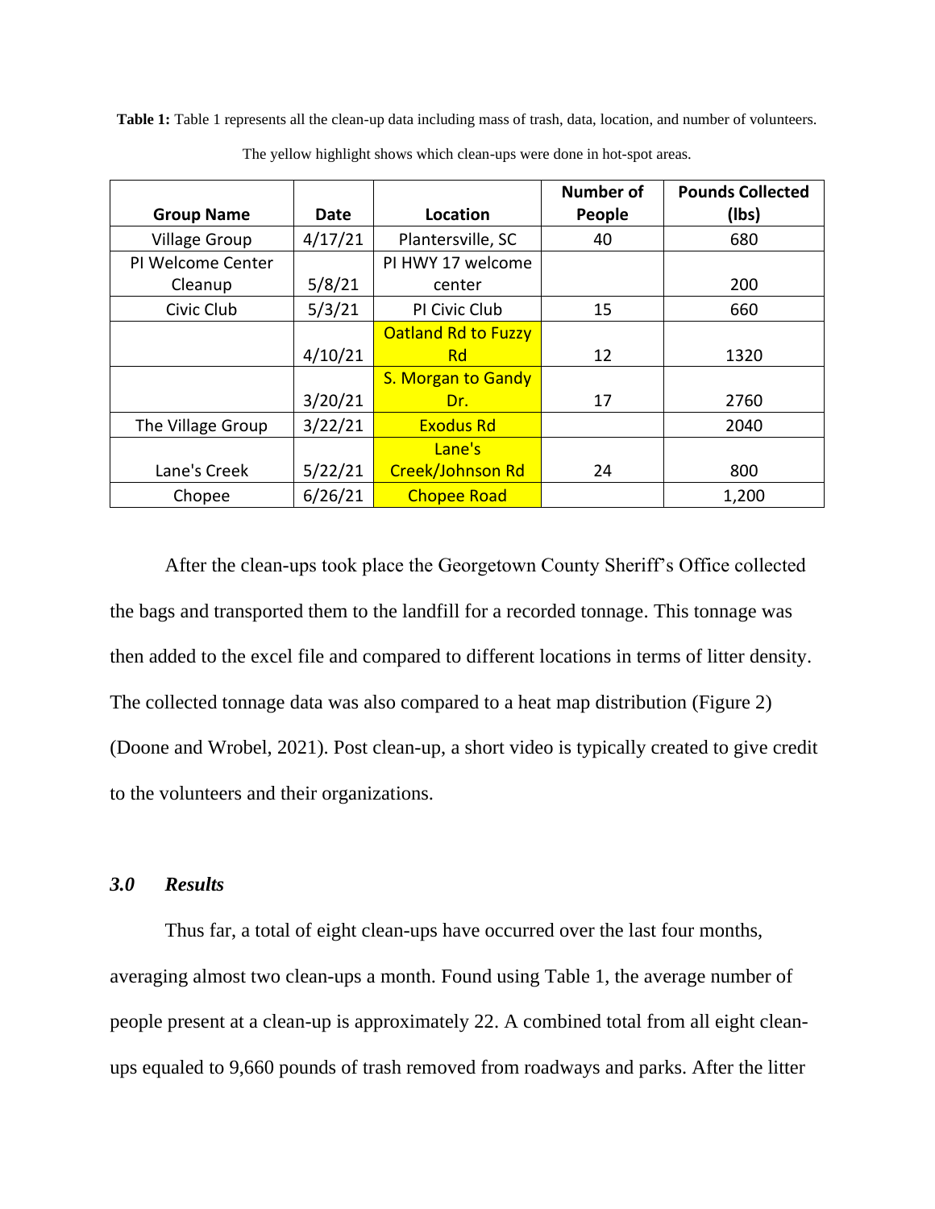**Table 1:** Table 1 represents all the clean-up data including mass of trash, data, location, and number of volunteers. The yellow highlight shows which clean-ups were done in hot-spot areas.

| Group Name | Date | Location | Number of People | Pounds Collected (lbs) |
|---|---|---|---|---|
| Village Group | 4/17/21 | Plantersville, SC | 40 | 680 |
| PI Welcome Center Cleanup | 5/8/21 | PI HWY 17 welcome center | | 200 |
| Civic Club | 5/3/21 | PI Civic Club | 15 | 660 |
| | 4/10/21 | Oatland Rd to Fuzzy Rd | 12 | 1320 |
| | 3/20/21 | S. Morgan to Gandy Dr. | 17 | 2760 |
| The Village Group | 3/22/21 | Exodus Rd | | 2040 |
| Lane's Creek | 5/22/21 | Lane's Creek/Johnson Rd | 24 | 800 |
| Chopee | 6/26/21 | Chopee Road | | 1,200 |

After the clean-ups took place the Georgetown County Sheriff's Office collected the bags and transported them to the landfill for a recorded tonnage. This tonnage was then added to the excel file and compared to different locations in terms of litter density. The collected tonnage data was also compared to a heat map distribution (Figure 2) (Doone and Wrobel, 2021). Post clean-up, a short video is typically created to give credit to the volunteers and their organizations.

### *3.0 Results*

Thus far, a total of eight clean-ups have occurred over the last four months, averaging almost two clean-ups a month. Found using Table 1, the average number of people present at a clean-up is approximately 22. A combined total from all eight clean-ups equaled to 9,660 pounds of trash removed from roadways and parks. After the litter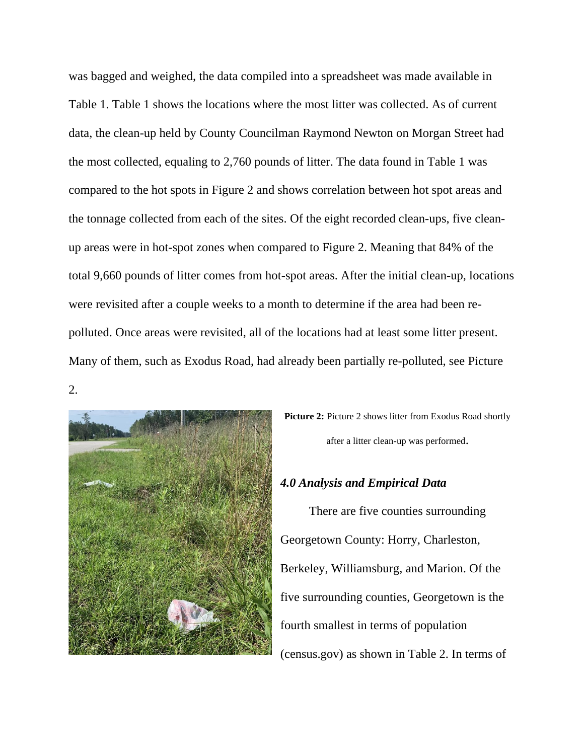was bagged and weighed, the data compiled into a spreadsheet was made available in Table 1. Table 1 shows the locations where the most litter was collected. As of current data, the clean-up held by County Councilman Raymond Newton on Morgan Street had the most collected, equaling to 2,760 pounds of litter. The data found in Table 1 was compared to the hot spots in Figure 2 and shows correlation between hot spot areas and the tonnage collected from each of the sites. Of the eight recorded clean-ups, five clean-up areas were in hot-spot zones when compared to Figure 2. Meaning that 84% of the total 9,660 pounds of litter comes from hot-spot areas. After the initial clean-up, locations were revisited after a couple weeks to a month to determine if the area had been re-polluted. Once areas were revisited, all of the locations had at least some litter present. Many of them, such as Exodus Road, had already been partially re-polluted, see Picture 2.

**Picture 2:** Picture 2 shows litter from Exodus Road shortly after a litter clean-up was performed.

### *4.0 Analysis and Empirical Data*

There are five counties surrounding Georgetown County: Horry, Charleston, Berkeley, Williamsburg, and Marion. Of the five surrounding counties, Georgetown is the fourth smallest in terms of population (census.gov) as shown in Table 2. In terms of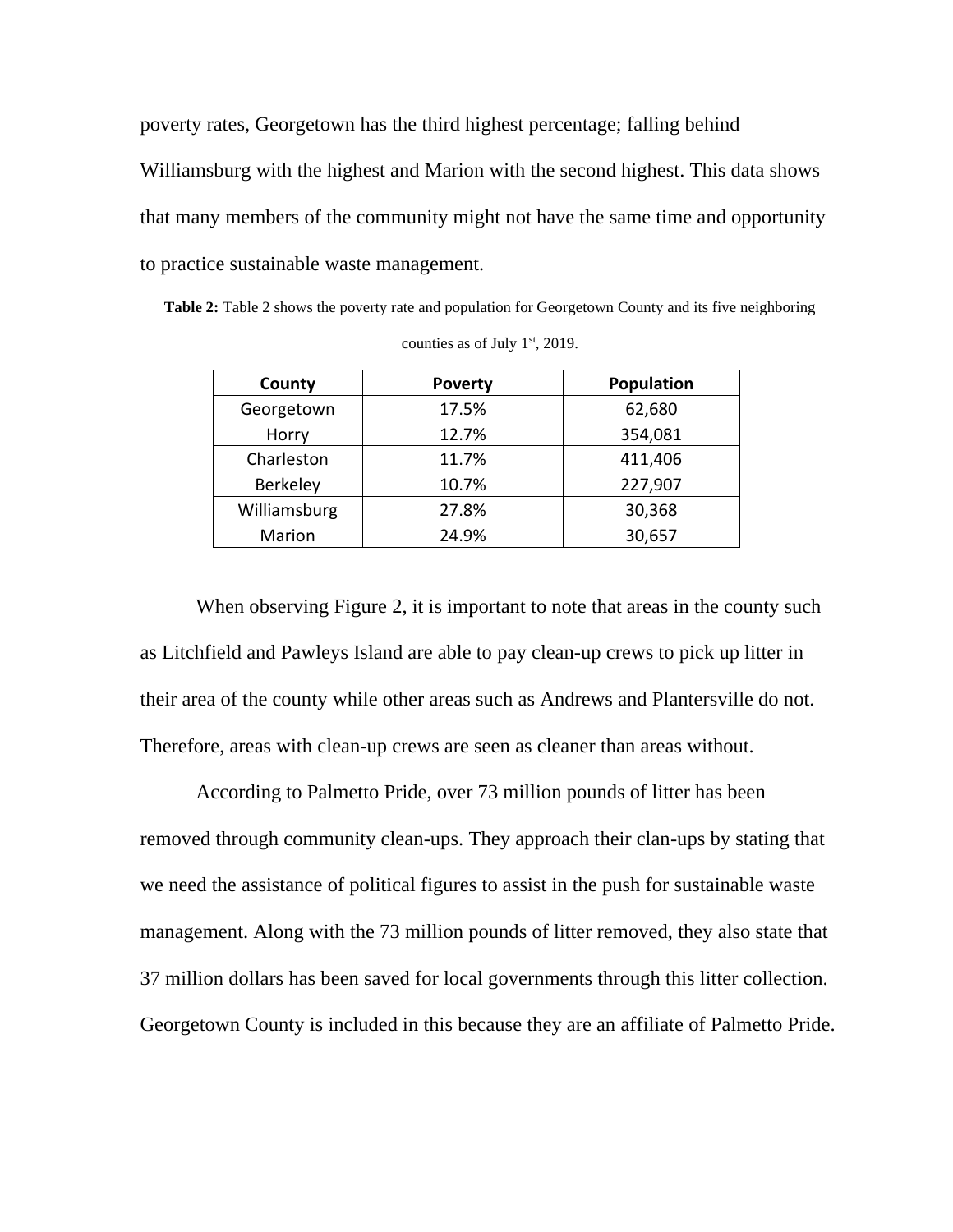poverty rates, Georgetown has the third highest percentage; falling behind Williamsburg with the highest and Marion with the second highest. This data shows that many members of the community might not have the same time and opportunity to practice sustainable waste management.

**Table 2:** Table 2 shows the poverty rate and population for Georgetown County and its five neighboring counties as of July 1st, 2019.

| County | Poverty | Population |
|---|---|---|
| Georgetown | 17.5% | 62,680 |
| Horry | 12.7% | 354,081 |
| Charleston | 11.7% | 411,406 |
| Berkeley | 10.7% | 227,907 |
| Williamsburg | 27.8% | 30,368 |
| Marion | 24.9% | 30,657 |

When observing Figure 2, it is important to note that areas in the county such as Litchfield and Pawleys Island are able to pay clean-up crews to pick up litter in their area of the county while other areas such as Andrews and Plantersville do not. Therefore, areas with clean-up crews are seen as cleaner than areas without.

According to Palmetto Pride, over 73 million pounds of litter has been removed through community clean-ups. They approach their clan-ups by stating that we need the assistance of political figures to assist in the push for sustainable waste management. Along with the 73 million pounds of litter removed, they also state that 37 million dollars has been saved for local governments through this litter collection. Georgetown County is included in this because they are an affiliate of Palmetto Pride.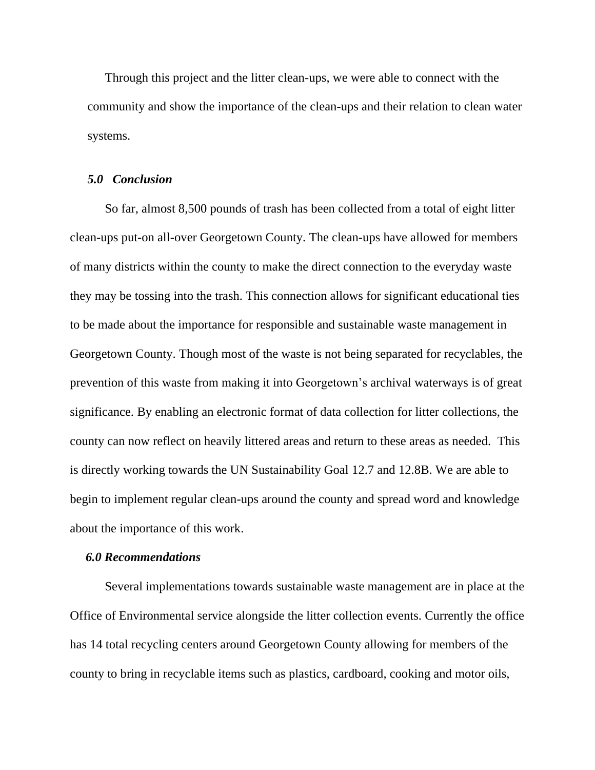Through this project and the litter clean-ups, we were able to connect with the community and show the importance of the clean-ups and their relation to clean water systems.

### *5.0 Conclusion*

So far, almost 8,500 pounds of trash has been collected from a total of eight litter clean-ups put-on all-over Georgetown County. The clean-ups have allowed for members of many districts within the county to make the direct connection to the everyday waste they may be tossing into the trash. This connection allows for significant educational ties to be made about the importance for responsible and sustainable waste management in Georgetown County. Though most of the waste is not being separated for recyclables, the prevention of this waste from making it into Georgetown's archival waterways is of great significance. By enabling an electronic format of data collection for litter collections, the county can now reflect on heavily littered areas and return to these areas as needed. This is directly working towards the UN Sustainability Goal 12.7 and 12.8B. We are able to begin to implement regular clean-ups around the county and spread word and knowledge about the importance of this work.

### *6.0 Recommendations*

Several implementations towards sustainable waste management are in place at the Office of Environmental service alongside the litter collection events. Currently the office has 14 total recycling centers around Georgetown County allowing for members of the county to bring in recyclable items such as plastics, cardboard, cooking and motor oils,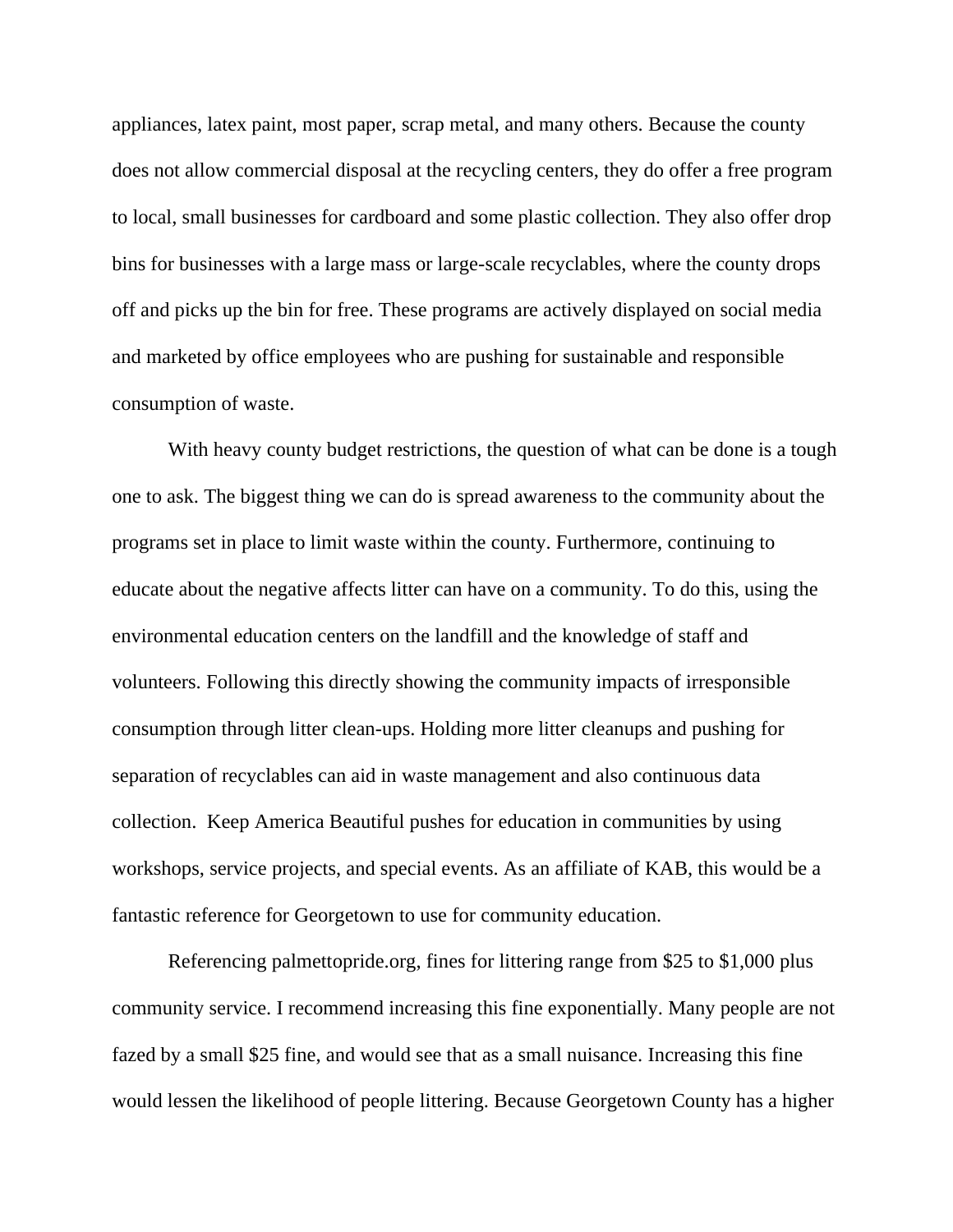appliances, latex paint, most paper, scrap metal, and many others. Because the county does not allow commercial disposal at the recycling centers, they do offer a free program to local, small businesses for cardboard and some plastic collection. They also offer drop bins for businesses with a large mass or large-scale recyclables, where the county drops off and picks up the bin for free. These programs are actively displayed on social media and marketed by office employees who are pushing for sustainable and responsible consumption of waste.

With heavy county budget restrictions, the question of what can be done is a tough one to ask. The biggest thing we can do is spread awareness to the community about the programs set in place to limit waste within the county. Furthermore, continuing to educate about the negative affects litter can have on a community. To do this, using the environmental education centers on the landfill and the knowledge of staff and volunteers. Following this directly showing the community impacts of irresponsible consumption through litter clean-ups. Holding more litter cleanups and pushing for separation of recyclables can aid in waste management and also continuous data collection.  Keep America Beautiful pushes for education in communities by using workshops, service projects, and special events. As an affiliate of KAB, this would be a fantastic reference for Georgetown to use for community education.

Referencing palmettopride.org, fines for littering range from $25 to $1,000 plus community service. I recommend increasing this fine exponentially. Many people are not fazed by a small $25 fine, and would see that as a small nuisance. Increasing this fine would lessen the likelihood of people littering. Because Georgetown County has a higher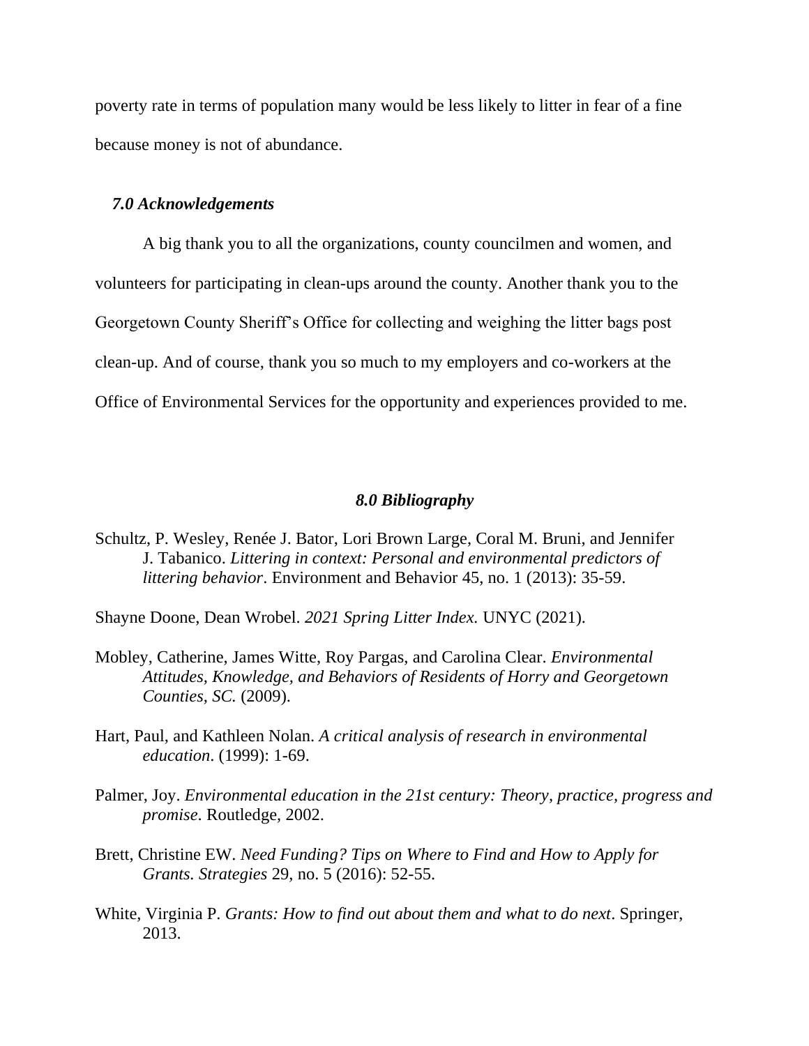poverty rate in terms of population many would be less likely to litter in fear of a fine because money is not of abundance.

### *7.0 Acknowledgements*

A big thank you to all the organizations, county councilmen and women, and volunteers for participating in clean-ups around the county. Another thank you to the Georgetown County Sheriff's Office for collecting and weighing the litter bags post clean-up. And of course, thank you so much to my employers and co-workers at the Office of Environmental Services for the opportunity and experiences provided to me.

### *8.0 Bibliography*

Schultz, P. Wesley, Renée J. Bator, Lori Brown Large, Coral M. Bruni, and Jennifer J. Tabanico. *Littering in context: Personal and environmental predictors of littering behavior*. Environment and Behavior 45, no. 1 (2013): 35-59.

Shayne Doone, Dean Wrobel. *2021 Spring Litter Index.* UNYC (2021).

Mobley, Catherine, James Witte, Roy Pargas, and Carolina Clear. *Environmental Attitudes, Knowledge, and Behaviors of Residents of Horry and Georgetown Counties, SC.* (2009).

Hart, Paul, and Kathleen Nolan. *A critical analysis of research in environmental education*. (1999): 1-69.

Palmer, Joy. *Environmental education in the 21st century: Theory, practice, progress and promise*. Routledge, 2002.

Brett, Christine EW. *Need Funding? Tips on Where to Find and How to Apply for Grants. Strategies* 29, no. 5 (2016): 52-55.

White, Virginia P. *Grants: How to find out about them and what to do next*. Springer, 2013.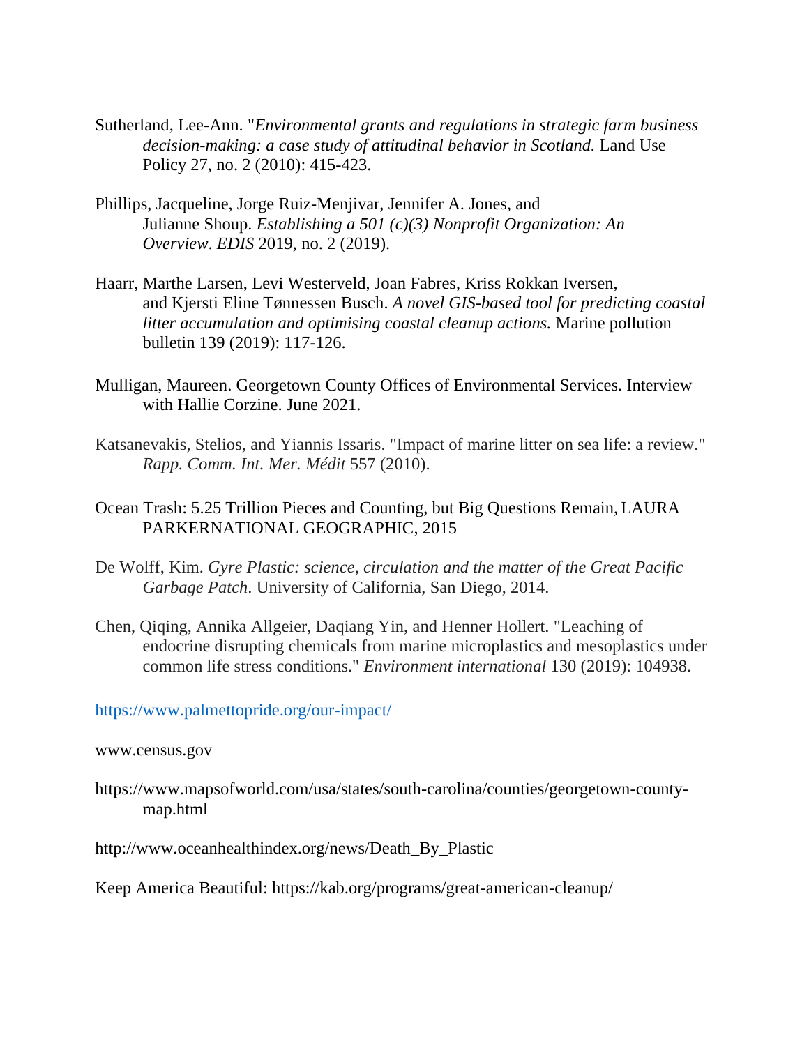Sutherland, Lee-Ann. "*Environmental grants and regulations in strategic farm business decision-making: a case study of attitudinal behavior in Scotland.* Land Use Policy 27, no. 2 (2010): 415-423.

Phillips, Jacqueline, Jorge Ruiz-Menjivar, Jennifer A. Jones, and Julianne Shoup. *Establishing a 501 (c)(3) Nonprofit Organization: An Overview*. *EDIS* 2019, no. 2 (2019).

Haarr, Marthe Larsen, Levi Westerveld, Joan Fabres, Kriss Rokkan Iversen, and Kjersti Eline Tønnessen Busch. *A novel GIS-based tool for predicting coastal litter accumulation and optimising coastal cleanup actions.* Marine pollution bulletin 139 (2019): 117-126.

Mulligan, Maureen. Georgetown County Offices of Environmental Services. Interview with Hallie Corzine. June 2021.

Katsanevakis, Stelios, and Yiannis Issaris. "Impact of marine litter on sea life: a review." *Rapp. Comm. Int. Mer. Médit* 557 (2010).

Ocean Trash: 5.25 Trillion Pieces and Counting, but Big Questions Remain, LAURA PARKERNATIONAL GEOGRAPHIC, 2015

De Wolff, Kim. *Gyre Plastic: science, circulation and the matter of the Great Pacific Garbage Patch*. University of California, San Diego, 2014.

Chen, Qiqing, Annika Allgeier, Daqiang Yin, and Henner Hollert. "Leaching of endocrine disrupting chemicals from marine microplastics and mesoplastics under common life stress conditions." *Environment international* 130 (2019): 104938.

https://www.palmettopride.org/our-impact/

www.census.gov

https://www.mapsofworld.com/usa/states/south-carolina/counties/georgetown-county-map.html

http://www.oceanhealthindex.org/news/Death_By_Plastic

Keep America Beautiful: https://kab.org/programs/great-american-cleanup/